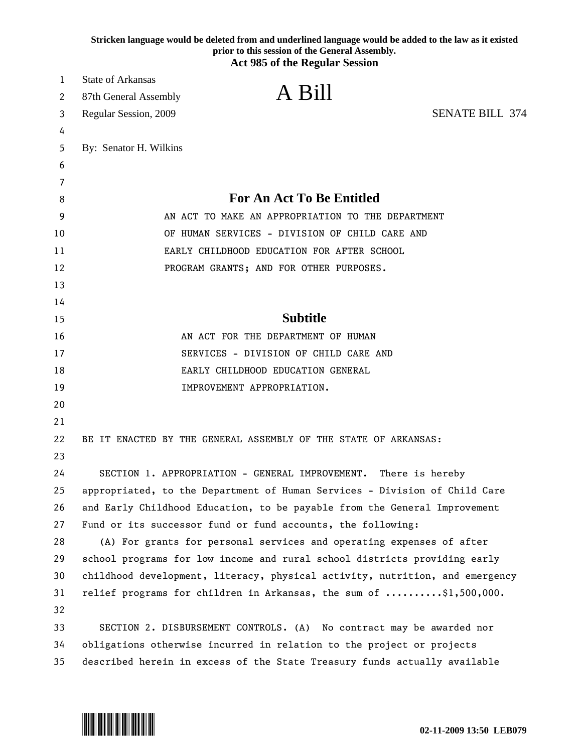**Stricken language would be deleted from and underlined language would be added to the law as it existed prior to this session of the General Assembly.**

**Act 985 of the Regular Session**

State of Arkansas
87th General Assembly
Regular Session, 2009

# A Bill

SENATE BILL 374

By: Senator H. Wilkins

## For An Act To Be Entitled

AN ACT TO MAKE AN APPROPRIATION TO THE DEPARTMENT OF HUMAN SERVICES - DIVISION OF CHILD CARE AND EARLY CHILDHOOD EDUCATION FOR AFTER SCHOOL PROGRAM GRANTS; AND FOR OTHER PURPOSES.

## Subtitle

AN ACT FOR THE DEPARTMENT OF HUMAN SERVICES - DIVISION OF CHILD CARE AND EARLY CHILDHOOD EDUCATION GENERAL IMPROVEMENT APPROPRIATION.

BE IT ENACTED BY THE GENERAL ASSEMBLY OF THE STATE OF ARKANSAS:

SECTION 1. APPROPRIATION - GENERAL IMPROVEMENT. There is hereby appropriated, to the Department of Human Services - Division of Child Care and Early Childhood Education, to be payable from the General Improvement Fund or its successor fund or fund accounts, the following:

(A) For grants for personal services and operating expenses of after school programs for low income and rural school districts providing early childhood development, literacy, physical activity, nutrition, and emergency relief programs for children in Arkansas, the sum of ..........$1,500,000.

SECTION 2. DISBURSEMENT CONTROLS. (A) No contract may be awarded nor obligations otherwise incurred in relation to the project or projects described herein in excess of the State Treasury funds actually available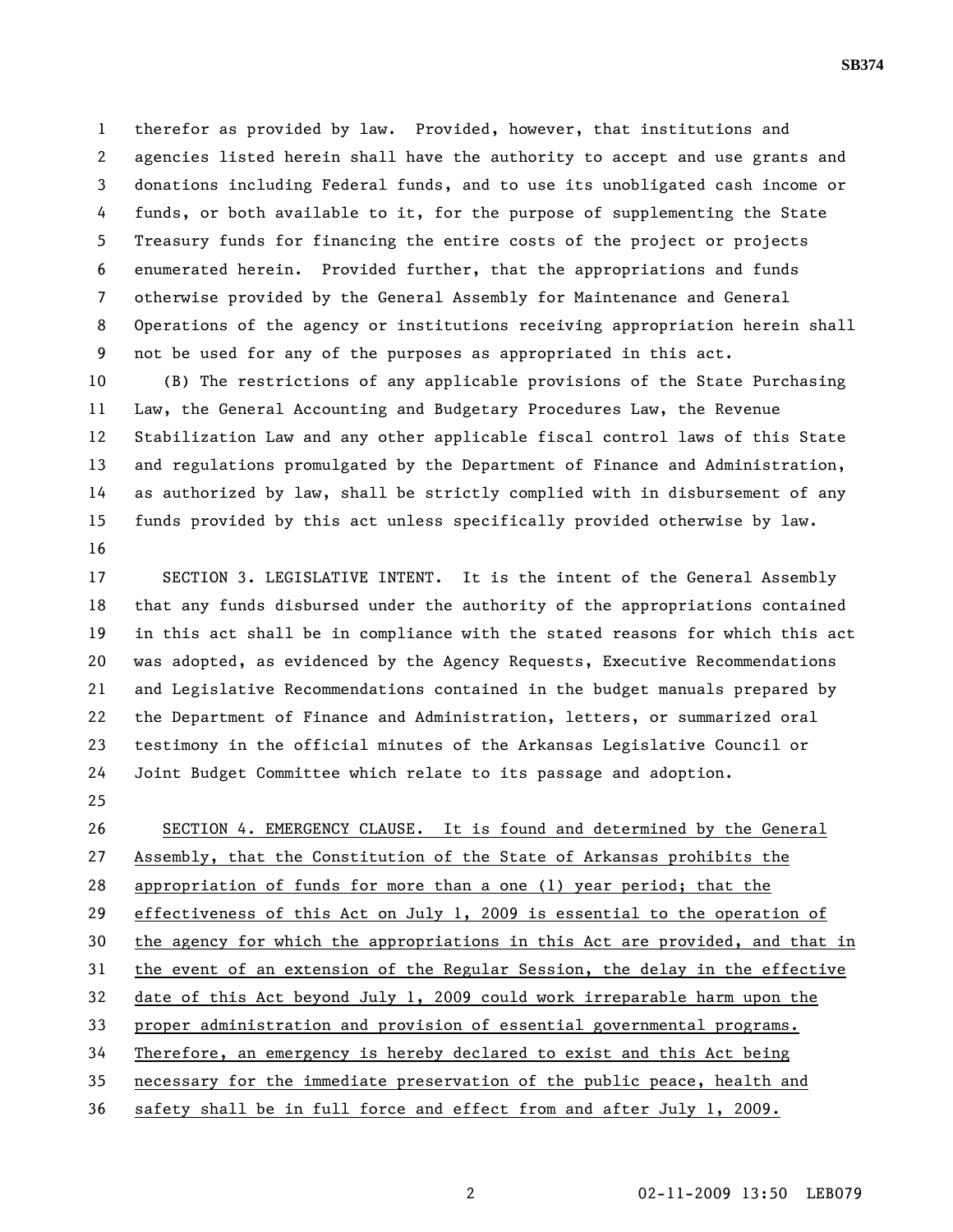therefor as provided by law. Provided, however, that institutions and agencies listed herein shall have the authority to accept and use grants and donations including Federal funds, and to use its unobligated cash income or funds, or both available to it, for the purpose of supplementing the State Treasury funds for financing the entire costs of the project or projects enumerated herein. Provided further, that the appropriations and funds otherwise provided by the General Assembly for Maintenance and General Operations of the agency or institutions receiving appropriation herein shall not be used for any of the purposes as appropriated in this act.

(B) The restrictions of any applicable provisions of the State Purchasing Law, the General Accounting and Budgetary Procedures Law, the Revenue Stabilization Law and any other applicable fiscal control laws of this State and regulations promulgated by the Department of Finance and Administration, as authorized by law, shall be strictly complied with in disbursement of any funds provided by this act unless specifically provided otherwise by law.

SECTION 3. LEGISLATIVE INTENT. It is the intent of the General Assembly that any funds disbursed under the authority of the appropriations contained in this act shall be in compliance with the stated reasons for which this act was adopted, as evidenced by the Agency Requests, Executive Recommendations and Legislative Recommendations contained in the budget manuals prepared by the Department of Finance and Administration, letters, or summarized oral testimony in the official minutes of the Arkansas Legislative Council or Joint Budget Committee which relate to its passage and adoption.

SECTION 4. EMERGENCY CLAUSE. It is found and determined by the General Assembly, that the Constitution of the State of Arkansas prohibits the appropriation of funds for more than a one (1) year period; that the effectiveness of this Act on July 1, 2009 is essential to the operation of the agency for which the appropriations in this Act are provided, and that in the event of an extension of the Regular Session, the delay in the effective date of this Act beyond July 1, 2009 could work irreparable harm upon the proper administration and provision of essential governmental programs. Therefore, an emergency is hereby declared to exist and this Act being necessary for the immediate preservation of the public peace, health and safety shall be in full force and effect from and after July 1, 2009.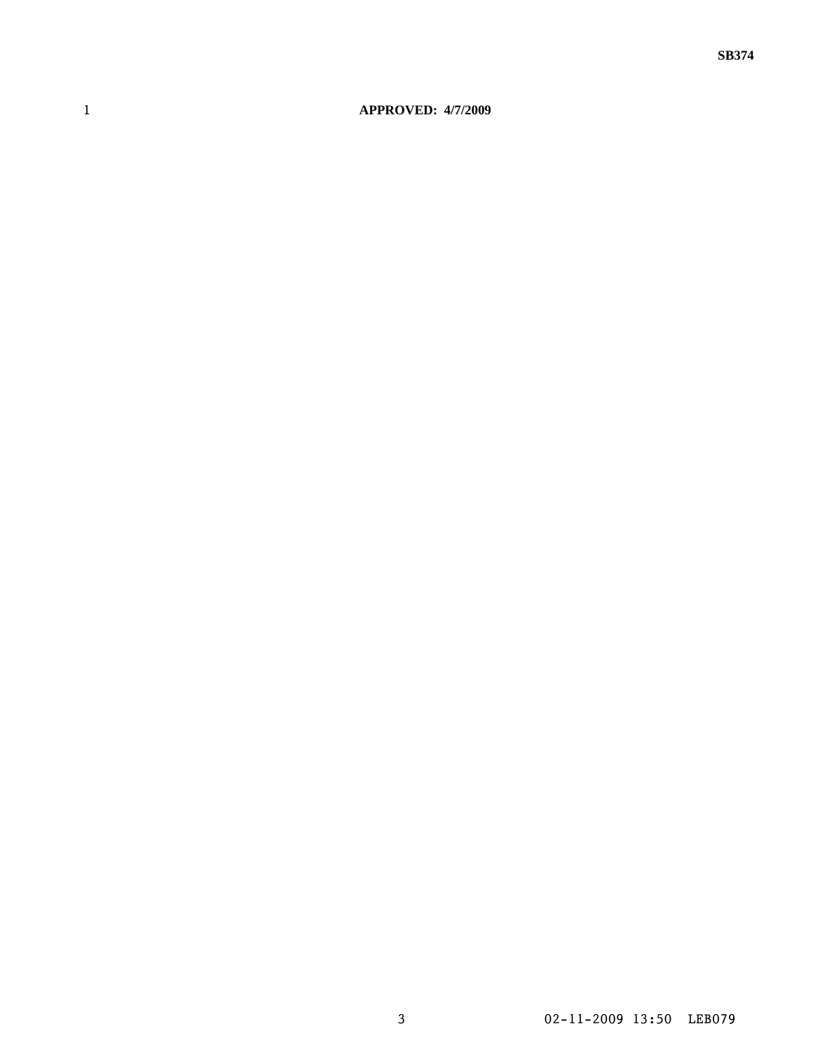**APPROVED: 4/7/2009**